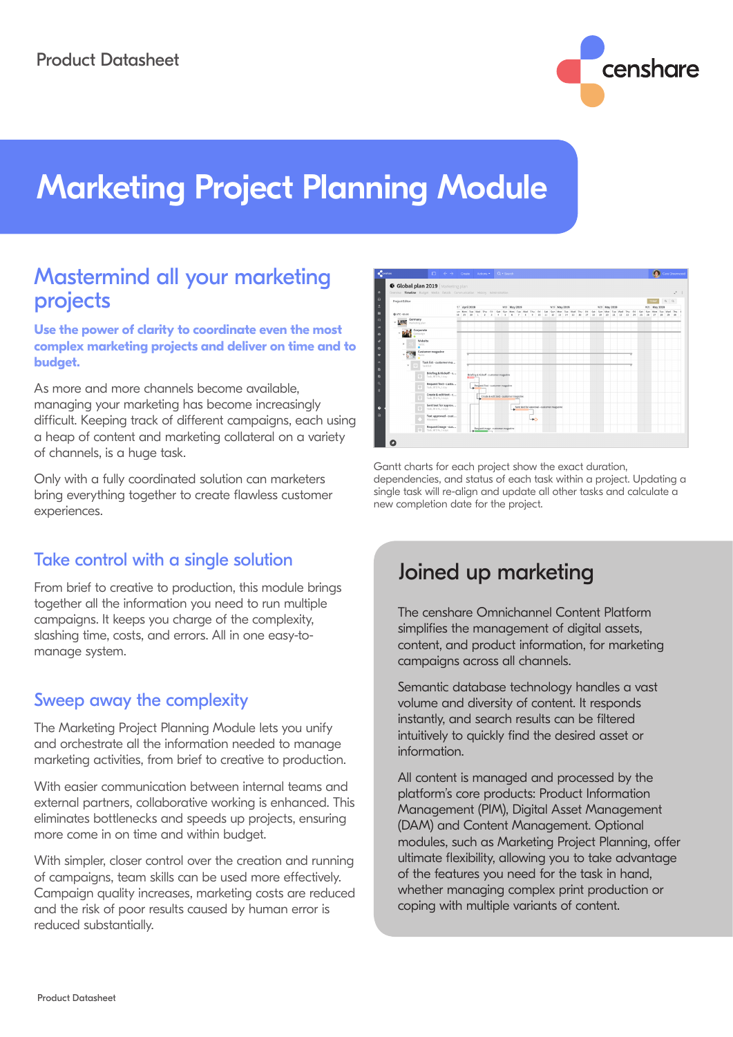Product Datasheet

# Marketing Project Planning Module

## Mastermind all your marketing projects

**Use the power of clarity to coordinate even the most complex marketing projects and deliver on time and to budget.**

As more and more channels become available, managing your marketing has become increasingly difficult. Keeping track of different campaigns, each using a heap of content and marketing collateral on a variety of channels, is a huge task.

Only with a fully coordinated solution can marketers bring everything together to create flawless customer experiences.

Gantt charts for each project show the exact duration, dependencies, and status of each task within a project. Updating a single task will re-align and update all other tasks and calculate a new completion date for the project.

## Take control with a single solution

From brief to creative to production, this module brings together all the information you need to run multiple campaigns. It keeps you charge of the complexity, slashing time, costs, and errors. All in one easy-to-manage system.

## Sweep away the complexity

The Marketing Project Planning Module lets you unify and orchestrate all the information needed to manage marketing activities, from brief to creative to production.

With easier communication between internal teams and external partners, collaborative working is enhanced. This eliminates bottlenecks and speeds up projects, ensuring more come in on time and within budget.

With simpler, closer control over the creation and running of campaigns, team skills can be used more effectively. Campaign quality increases, marketing costs are reduced and the risk of poor results caused by human error is reduced substantially.

## Joined up marketing

The censhare Omnichannel Content Platform simplifies the management of digital assets, content, and product information, for marketing campaigns across all channels.

Semantic database technology handles a vast volume and diversity of content. It responds instantly, and search results can be filtered intuitively to quickly find the desired asset or information.

All content is managed and processed by the platform's core products: Product Information Management (PIM), Digital Asset Management (DAM) and Content Management. Optional modules, such as Marketing Project Planning, offer ultimate flexibility, allowing you to take advantage of the features you need for the task in hand, whether managing complex print production or coping with multiple variants of content.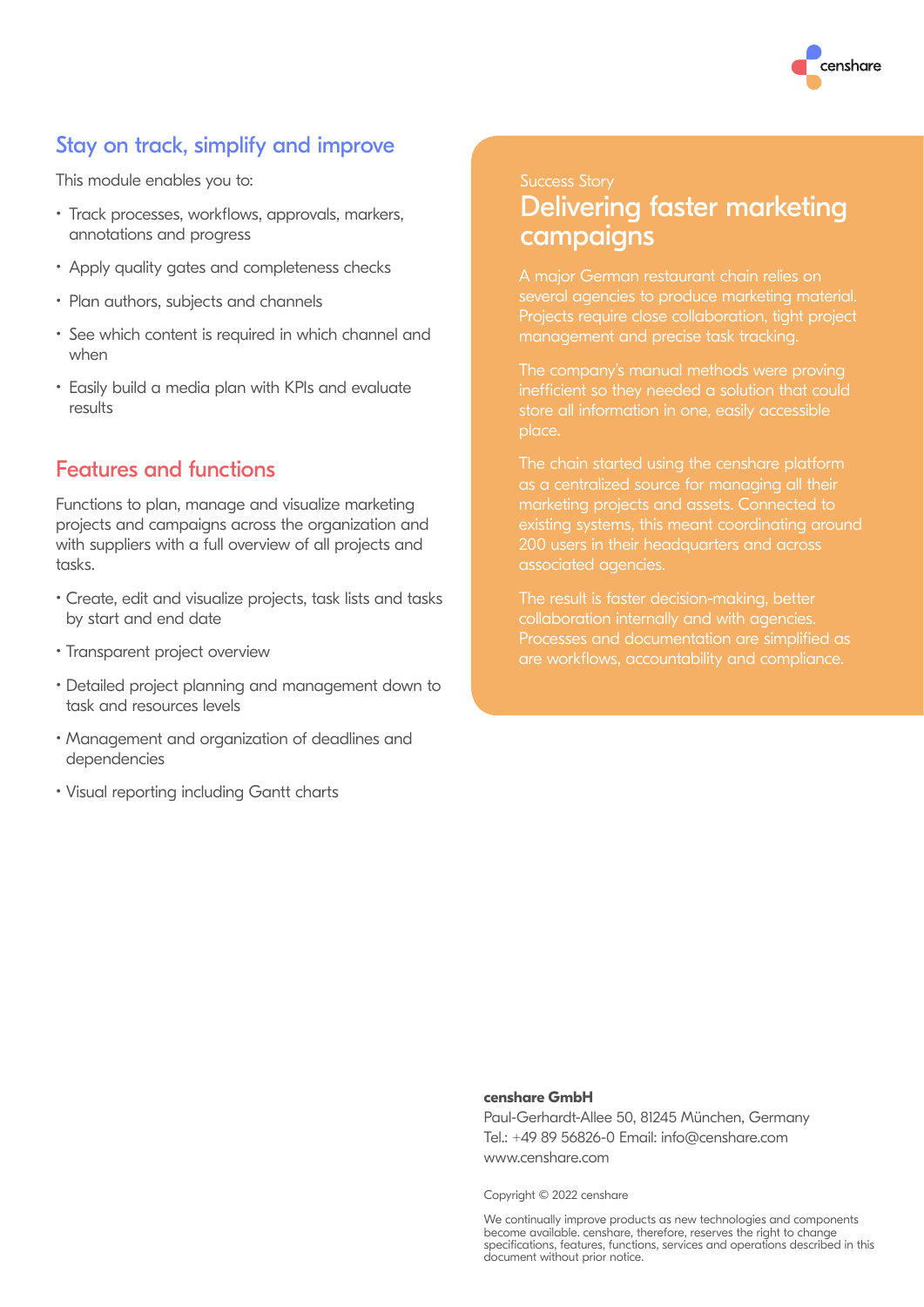## Stay on track, simplify and improve

This module enables you to:

- Track processes, workflows, approvals, markers, annotations and progress
- Apply quality gates and completeness checks
- Plan authors, subjects and channels
- See which content is required in which channel and when
- Easily build a media plan with KPIs and evaluate results

## Features and functions

Functions to plan, manage and visualize marketing projects and campaigns across the organization and with suppliers with a full overview of all projects and tasks.

- Create, edit and visualize projects, task lists and tasks by start and end date
- Transparent project overview
- Detailed project planning and management down to task and resources levels
- Management and organization of deadlines and dependencies
- Visual reporting including Gantt charts

Success Story

## Delivering faster marketing campaigns

A major German restaurant chain relies on several agencies to produce marketing material. Projects require close collaboration, tight project management and precise task tracking.

The company's manual methods were proving inefficient so they needed a solution that could store all information in one, easily accessible place.

The chain started using the censhare platform as a centralized source for managing all their marketing projects and assets. Connected to existing systems, this meant coordinating around 200 users in their headquarters and across associated agencies.

The result is faster decision-making, better collaboration internally and with agencies. Processes and documentation are simplified as are workflows, accountability and compliance.

**censhare GmbH**
Paul-Gerhardt-Allee 50, 81245 München, Germany
Tel.: +49 89 56826-0 Email: info@censhare.com
www.censhare.com

Copyright © 2022 censhare

We continually improve products as new technologies and components become available. censhare, therefore, reserves the right to change specifications, features, functions, services and operations described in this document without prior notice.